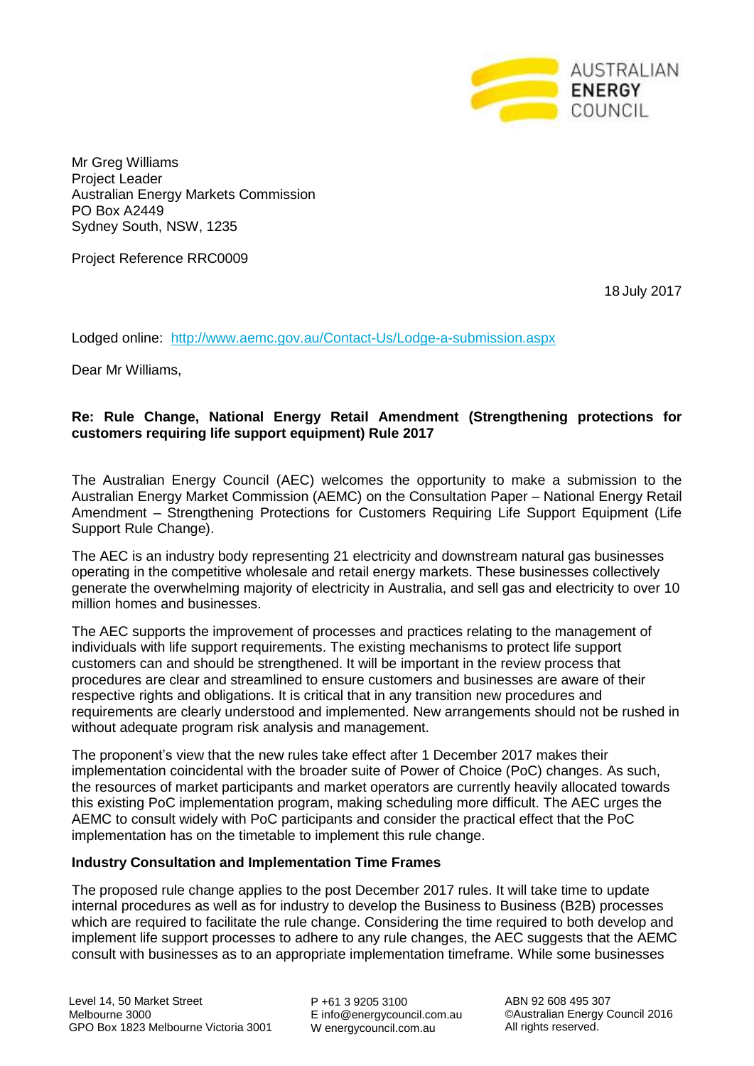Mr Greg Williams
Project Leader
Australian Energy Markets Commission
PO Box A2449
Sydney South, NSW, 1235

Project Reference RRC0009

18 July 2017

Lodged online: http://www.aemc.gov.au/Contact-Us/Lodge-a-submission.aspx

Dear Mr Williams,

**Re: Rule Change, National Energy Retail Amendment (Strengthening protections for customers requiring life support equipment) Rule 2017**

The Australian Energy Council (AEC) welcomes the opportunity to make a submission to the Australian Energy Market Commission (AEMC) on the Consultation Paper – National Energy Retail Amendment – Strengthening Protections for Customers Requiring Life Support Equipment (Life Support Rule Change).

The AEC is an industry body representing 21 electricity and downstream natural gas businesses operating in the competitive wholesale and retail energy markets. These businesses collectively generate the overwhelming majority of electricity in Australia, and sell gas and electricity to over 10 million homes and businesses.

The AEC supports the improvement of processes and practices relating to the management of individuals with life support requirements. The existing mechanisms to protect life support customers can and should be strengthened. It will be important in the review process that procedures are clear and streamlined to ensure customers and businesses are aware of their respective rights and obligations. It is critical that in any transition new procedures and requirements are clearly understood and implemented. New arrangements should not be rushed in without adequate program risk analysis and management.

The proponent's view that the new rules take effect after 1 December 2017 makes their implementation coincidental with the broader suite of Power of Choice (PoC) changes. As such, the resources of market participants and market operators are currently heavily allocated towards this existing PoC implementation program, making scheduling more difficult. The AEC urges the AEMC to consult widely with PoC participants and consider the practical effect that the PoC implementation has on the timetable to implement this rule change.

**Industry Consultation and Implementation Time Frames**

The proposed rule change applies to the post December 2017 rules. It will take time to update internal procedures as well as for industry to develop the Business to Business (B2B) processes which are required to facilitate the rule change. Considering the time required to both develop and implement life support processes to adhere to any rule changes, the AEC suggests that the AEMC consult with businesses as to an appropriate implementation timeframe. While some businesses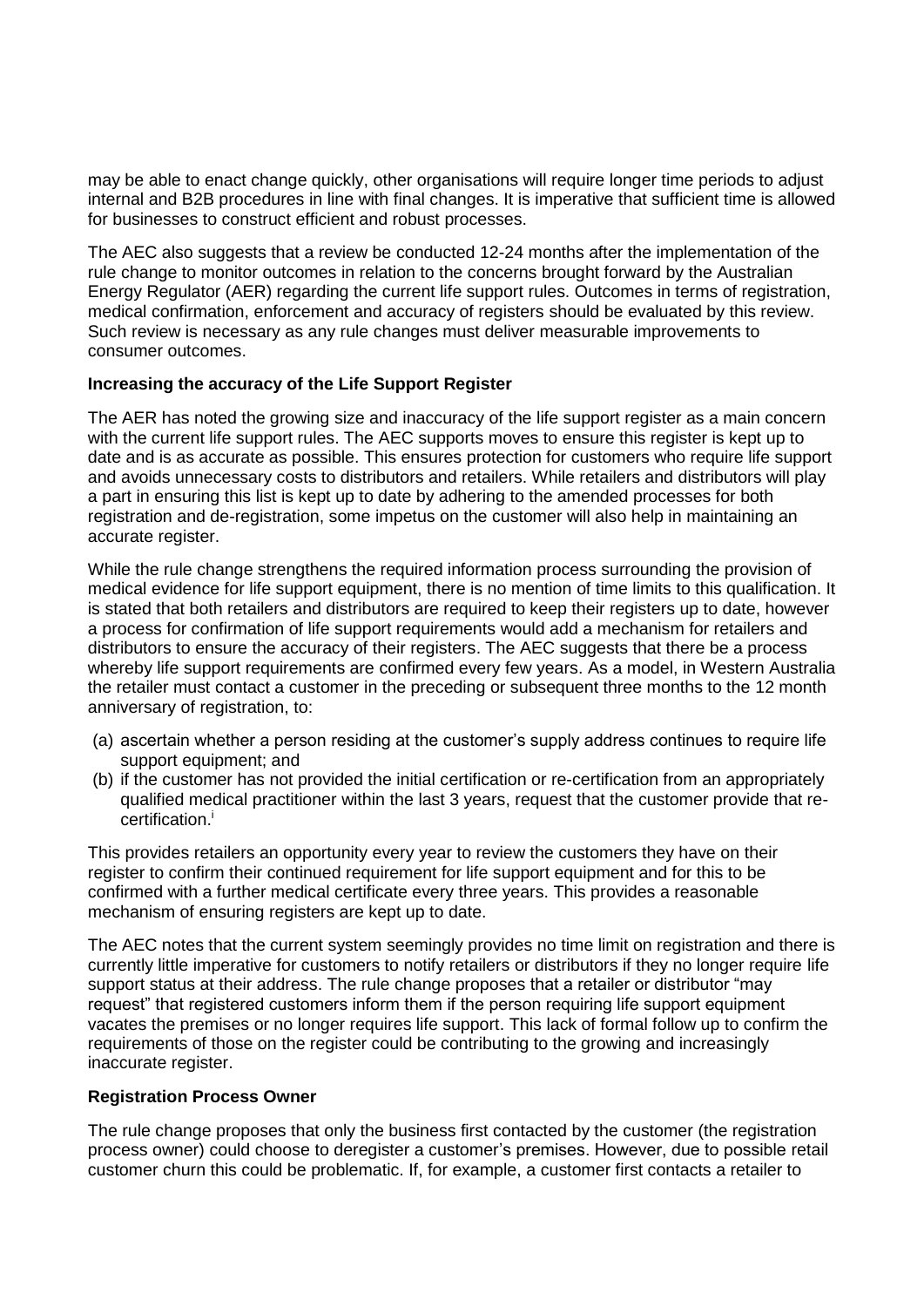may be able to enact change quickly, other organisations will require longer time periods to adjust internal and B2B procedures in line with final changes. It is imperative that sufficient time is allowed for businesses to construct efficient and robust processes.

The AEC also suggests that a review be conducted 12-24 months after the implementation of the rule change to monitor outcomes in relation to the concerns brought forward by the Australian Energy Regulator (AER) regarding the current life support rules. Outcomes in terms of registration, medical confirmation, enforcement and accuracy of registers should be evaluated by this review. Such review is necessary as any rule changes must deliver measurable improvements to consumer outcomes.

**Increasing the accuracy of the Life Support Register**

The AER has noted the growing size and inaccuracy of the life support register as a main concern with the current life support rules. The AEC supports moves to ensure this register is kept up to date and is as accurate as possible. This ensures protection for customers who require life support and avoids unnecessary costs to distributors and retailers. While retailers and distributors will play a part in ensuring this list is kept up to date by adhering to the amended processes for both registration and de-registration, some impetus on the customer will also help in maintaining an accurate register.

While the rule change strengthens the required information process surrounding the provision of medical evidence for life support equipment, there is no mention of time limits to this qualification. It is stated that both retailers and distributors are required to keep their registers up to date, however a process for confirmation of life support requirements would add a mechanism for retailers and distributors to ensure the accuracy of their registers. The AEC suggests that there be a process whereby life support requirements are confirmed every few years. As a model, in Western Australia the retailer must contact a customer in the preceding or subsequent three months to the 12 month anniversary of registration, to:

(a) ascertain whether a person residing at the customer's supply address continues to require life support equipment; and
(b) if the customer has not provided the initial certification or re-certification from an appropriately qualified medical practitioner within the last 3 years, request that the customer provide that re-certification.[i]

This provides retailers an opportunity every year to review the customers they have on their register to confirm their continued requirement for life support equipment and for this to be confirmed with a further medical certificate every three years. This provides a reasonable mechanism of ensuring registers are kept up to date.

The AEC notes that the current system seemingly provides no time limit on registration and there is currently little imperative for customers to notify retailers or distributors if they no longer require life support status at their address. The rule change proposes that a retailer or distributor "may request" that registered customers inform them if the person requiring life support equipment vacates the premises or no longer requires life support. This lack of formal follow up to confirm the requirements of those on the register could be contributing to the growing and increasingly inaccurate register.

**Registration Process Owner**

The rule change proposes that only the business first contacted by the customer (the registration process owner) could choose to deregister a customer's premises. However, due to possible retail customer churn this could be problematic. If, for example, a customer first contacts a retailer to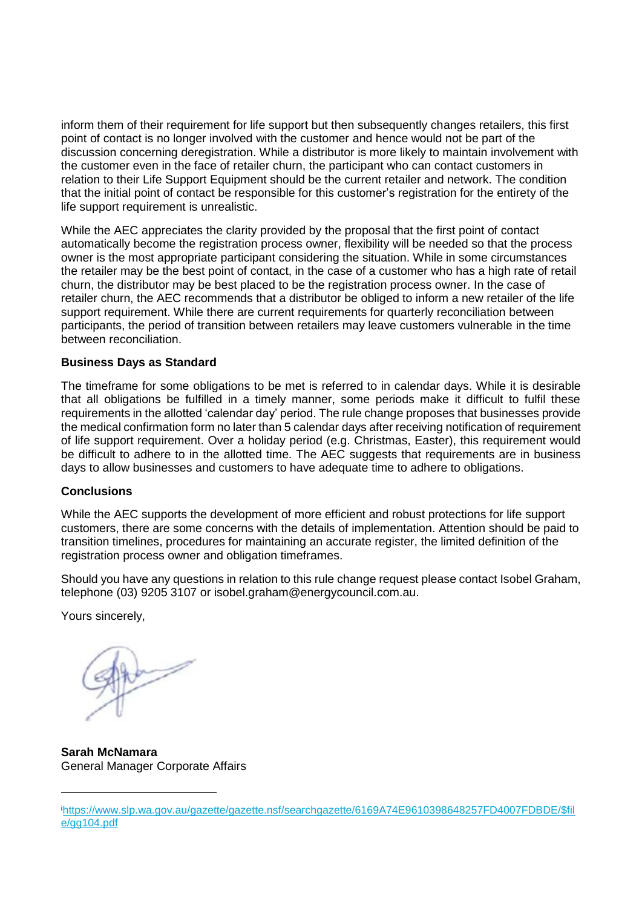inform them of their requirement for life support but then subsequently changes retailers, this first point of contact is no longer involved with the customer and hence would not be part of the discussion concerning deregistration. While a distributor is more likely to maintain involvement with the customer even in the face of retailer churn, the participant who can contact customers in relation to their Life Support Equipment should be the current retailer and network. The condition that the initial point of contact be responsible for this customer's registration for the entirety of the life support requirement is unrealistic.

While the AEC appreciates the clarity provided by the proposal that the first point of contact automatically become the registration process owner, flexibility will be needed so that the process owner is the most appropriate participant considering the situation. While in some circumstances the retailer may be the best point of contact, in the case of a customer who has a high rate of retail churn, the distributor may be best placed to be the registration process owner. In the case of retailer churn, the AEC recommends that a distributor be obliged to inform a new retailer of the life support requirement. While there are current requirements for quarterly reconciliation between participants, the period of transition between retailers may leave customers vulnerable in the time between reconciliation.

**Business Days as Standard**

The timeframe for some obligations to be met is referred to in calendar days. While it is desirable that all obligations be fulfilled in a timely manner, some periods make it difficult to fulfil these requirements in the allotted 'calendar day' period. The rule change proposes that businesses provide the medical confirmation form no later than 5 calendar days after receiving notification of requirement of life support requirement. Over a holiday period (e.g. Christmas, Easter), this requirement would be difficult to adhere to in the allotted time. The AEC suggests that requirements are in business days to allow businesses and customers to have adequate time to adhere to obligations.

**Conclusions**

While the AEC supports the development of more efficient and robust protections for life support customers, there are some concerns with the details of implementation. Attention should be paid to transition timelines, procedures for maintaining an accurate register, the limited definition of the registration process owner and obligation timeframes.

Should you have any questions in relation to this rule change request please contact Isobel Graham, telephone (03) 9205 3107 or isobel.graham@energycouncil.com.au.

Yours sincerely,

**Sarah McNamara**
General Manager Corporate Affairs

---

[i] https://www.slp.wa.gov.au/gazette/gazette.nsf/searchgazette/6169A74E9610398648257FD4007FDBDE/$file/gg104.pdf